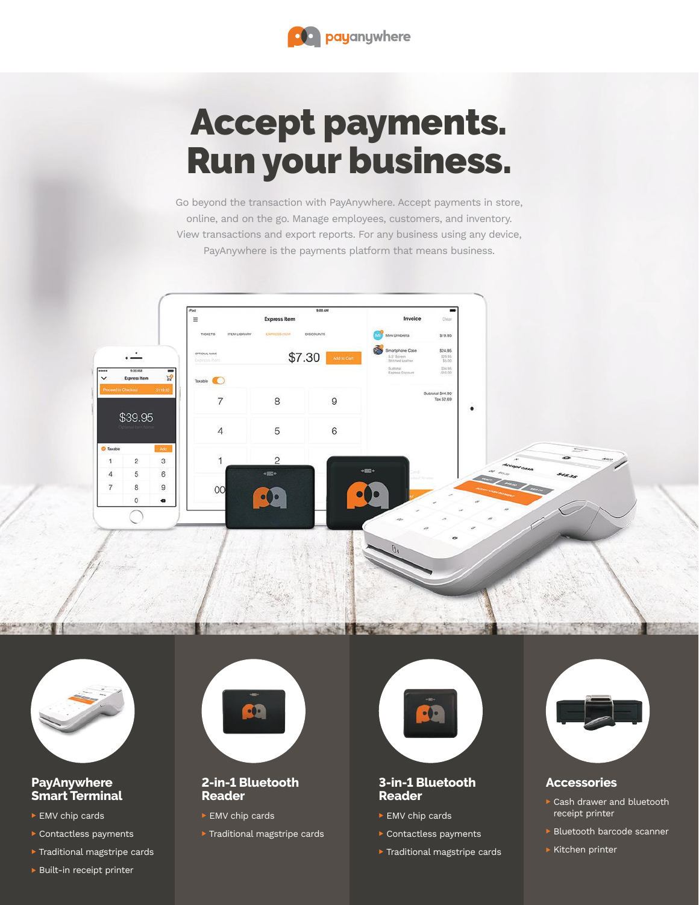payanywhere

# Accept payments. Run your business.

Go beyond the transaction with PayAnywhere. Accept payments in store, online, and on the go. Manage employees, customers, and inventory. View transactions and export reports. For any business using any device, PayAnywhere is the payments platform that means business.

### PayAnywhere Smart Terminal

- EMV chip cards
- Contactless payments
- Traditional magstripe cards
- Built-in receipt printer

### 2-in-1 Bluetooth Reader

- EMV chip cards
- Traditional magstripe cards

### 3-in-1 Bluetooth Reader

- EMV chip cards
- Contactless payments
- Traditional magstripe cards

### Accessories

- Cash drawer and bluetooth receipt printer
- Bluetooth barcode scanner
- Kitchen printer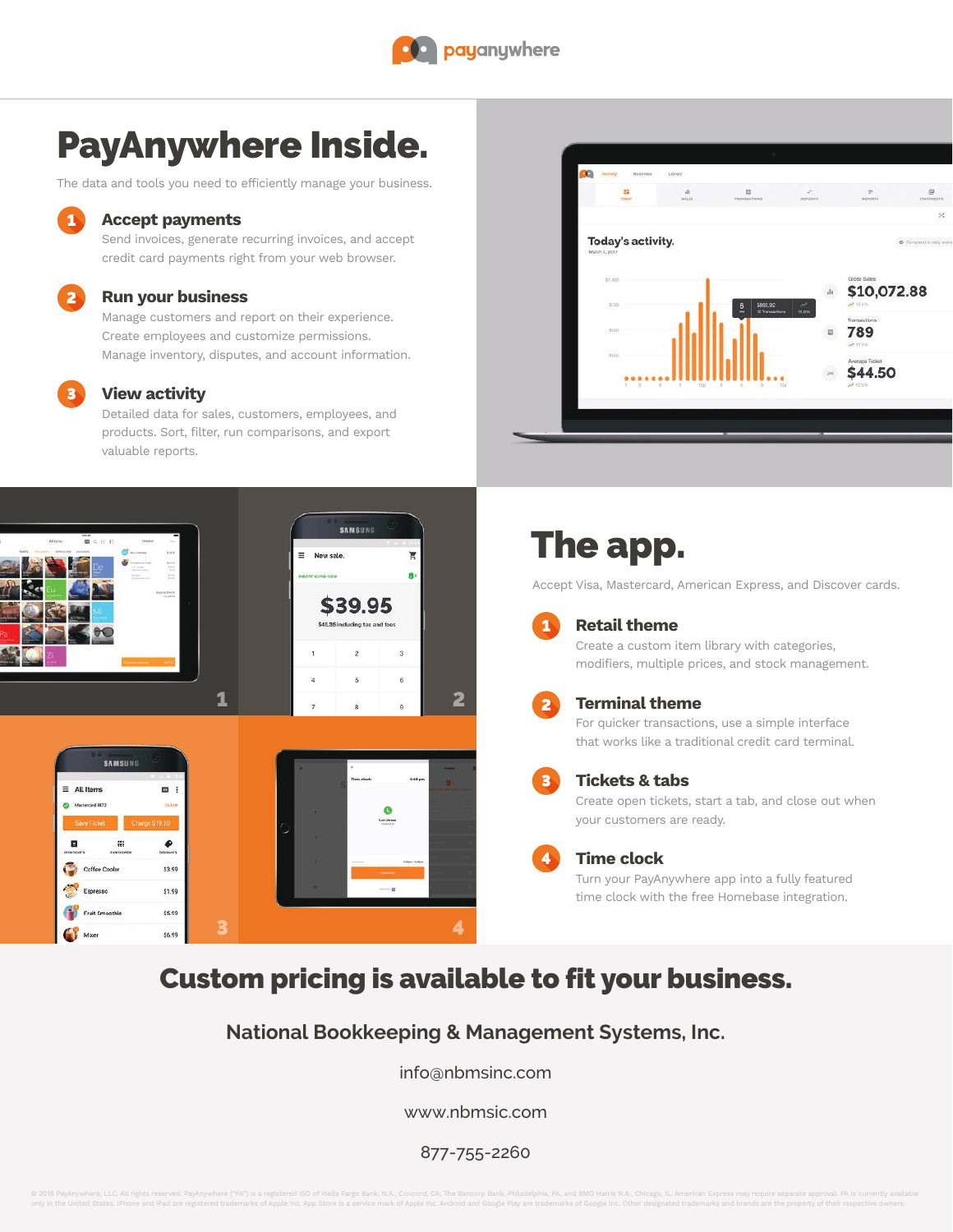payanywhere

# PayAnywhere Inside.

The data and tools you need to efficiently manage your business.

1. **Accept payments**
   Send invoices, generate recurring invoices, and accept credit card payments right from your web browser.

2. **Run your business**
   Manage customers and report on their experience. Create employees and customize permissions. Manage inventory, disputes, and account information.

3. **View activity**
   Detailed data for sales, customers, employees, and products. Sort, filter, run comparisons, and export valuable reports.

# The app.

Accept Visa, Mastercard, American Express, and Discover cards.

1. **Retail theme**
   Create a custom item library with categories, modifiers, multiple prices, and stock management.

2. **Terminal theme**
   For quicker transactions, use a simple interface that works like a traditional credit card terminal.

3. **Tickets & tabs**
   Create open tickets, start a tab, and close out when your customers are ready.

4. **Time clock**
   Turn your PayAnywhere app into a fully featured time clock with the free Homebase integration.

## Custom pricing is available to fit your business.

### National Bookkeeping & Management Systems, Inc.

info@nbmsinc.com

www.nbmsic.com

877-755-2260

© 2018 PayAnywhere, LLC. All rights reserved. PayAnywhere ("PA") is a registered ISO of Wells Fargo Bank, N.A., Concord, CA, The Bancorp Bank, Philadelphia, PA, and BMO Harris N.A., Chicago, IL. American Express may require separate approval. PA is currently available only in the United States. iPhone and iPad are registered trademarks of Apple Inc. App Store is a service mark of Apple Inc. Android and Google Play are trademarks of Google Inc. Other designated trademarks and brands are the property of their respective owners.